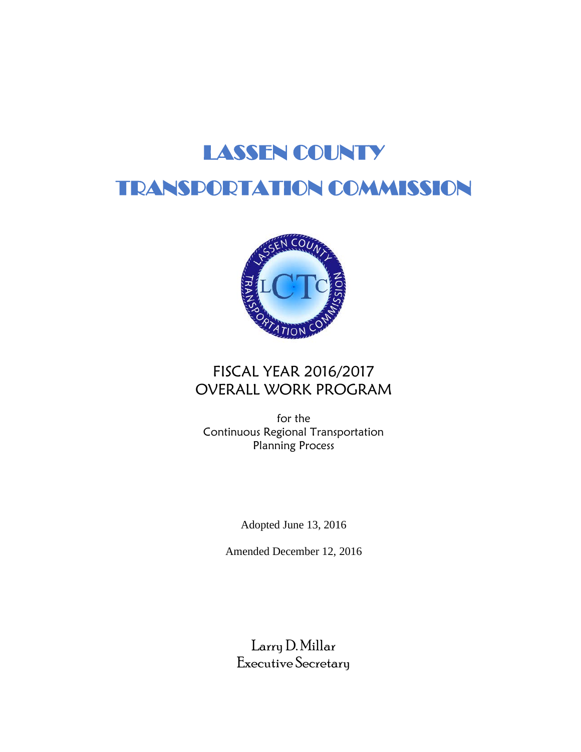# LASSEN COUNTY TRANSPORTATION COMMISSION

## FISCAL YEAR 2016/2017 OVERALL WORK PROGRAM

for the
Continuous Regional Transportation
Planning Process

Adopted June 13, 2016

Amended December 12, 2016

Larry D. Millar
Executive Secretary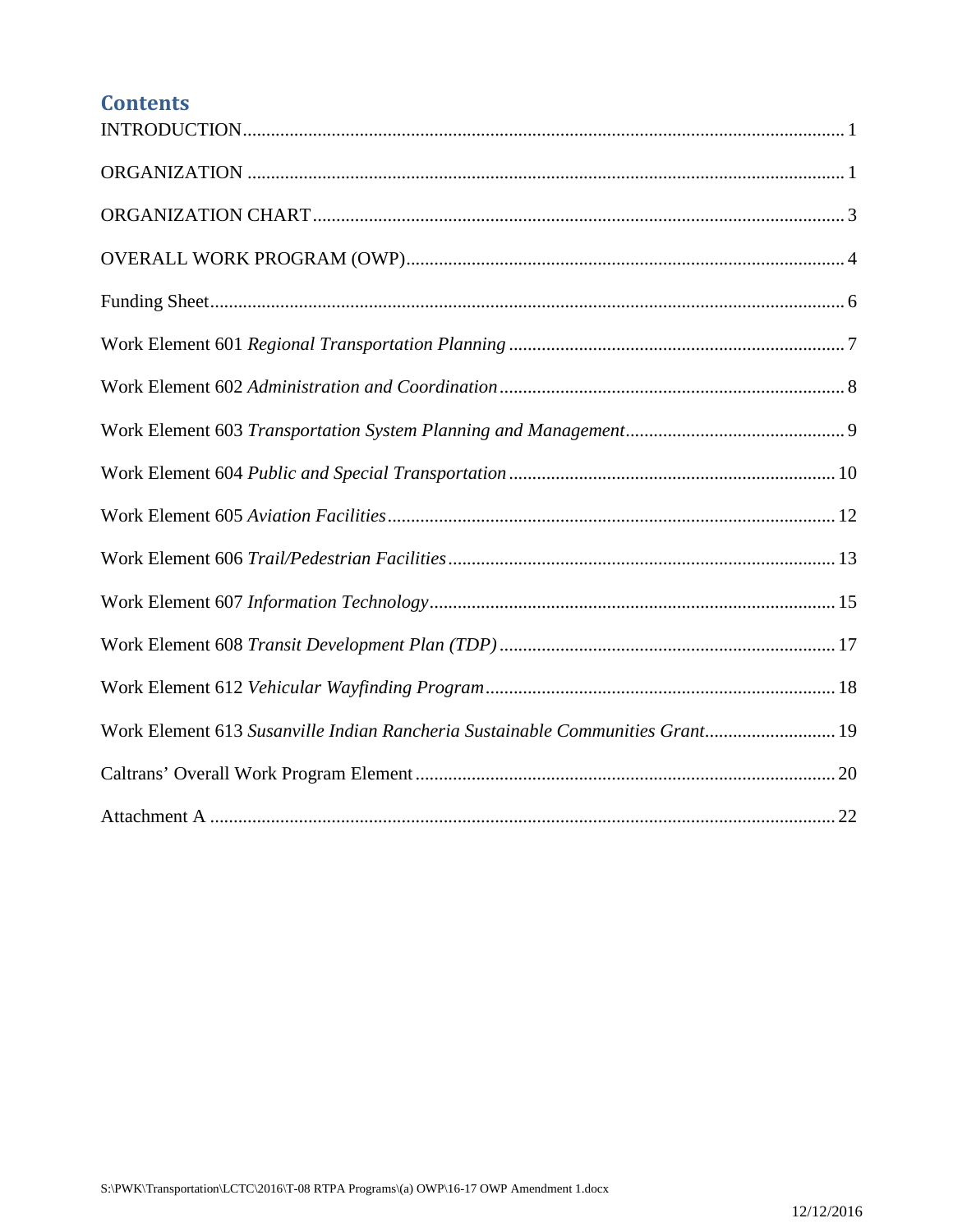# Contents

INTRODUCTION ..... 1

ORGANIZATION ..... 1

ORGANIZATION CHART ..... 3

OVERALL WORK PROGRAM (OWP) ..... 4

Funding Sheet ..... 6

Work Element 601 *Regional Transportation Planning* ..... 7

Work Element 602 *Administration and Coordination* ..... 8

Work Element 603 *Transportation System Planning and Management* ..... 9

Work Element 604 *Public and Special Transportation* ..... 10

Work Element 605 *Aviation Facilities* ..... 12

Work Element 606 *Trail/Pedestrian Facilities* ..... 13

Work Element 607 *Information Technology* ..... 15

Work Element 608 *Transit Development Plan (TDP)* ..... 17

Work Element 612 *Vehicular Wayfinding Program* ..... 18

Work Element 613 *Susanville Indian Rancheria Sustainable Communities Grant* ..... 19

Caltrans' Overall Work Program Element ..... 20

Attachment A ..... 22

S:\PWK\Transportation\LCTC\2016\T-08 RTPA Programs\(a) OWP\16-17 OWP Amendment 1.docx

12/12/2016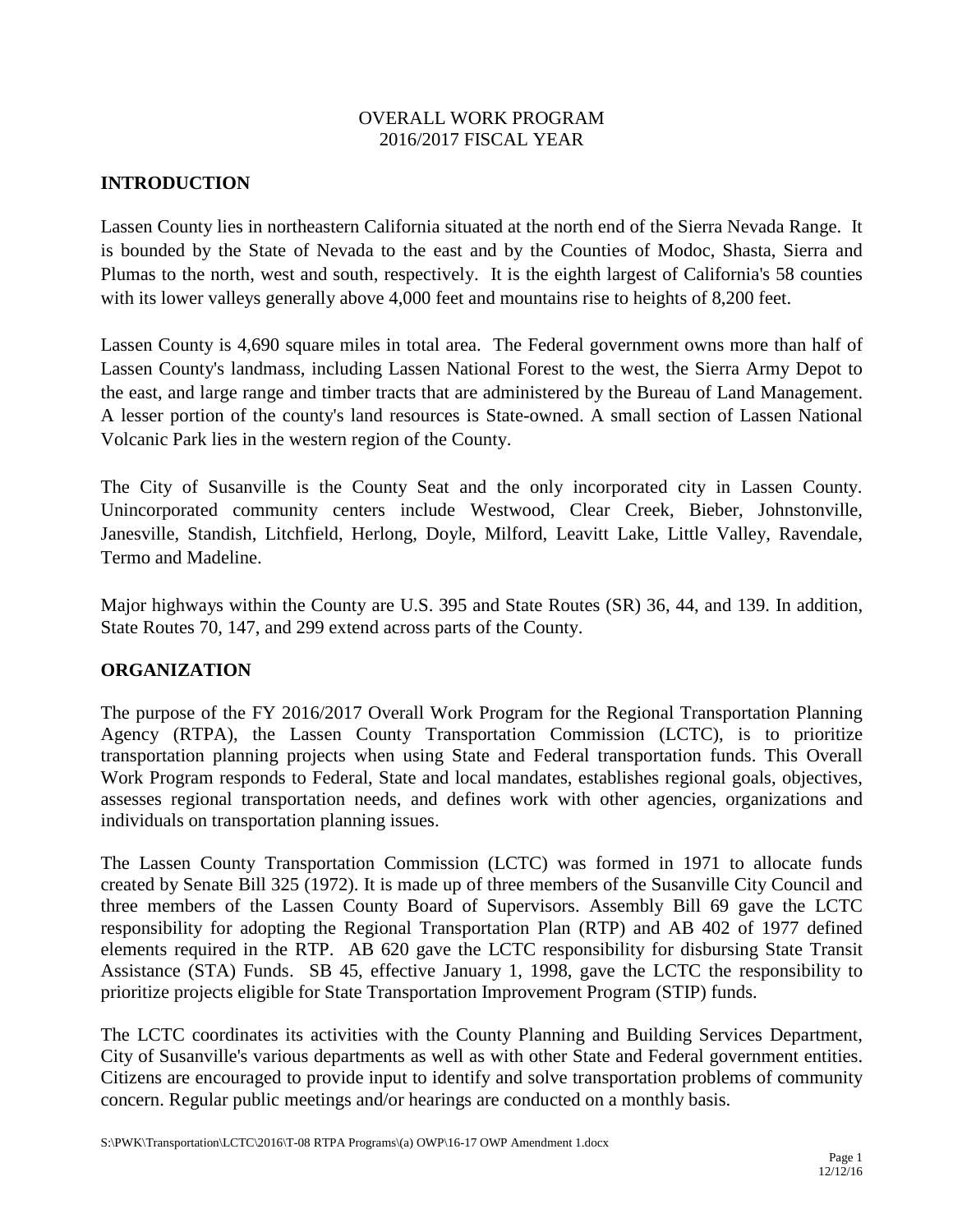OVERALL WORK PROGRAM
2016/2017 FISCAL YEAR

## INTRODUCTION

Lassen County lies in northeastern California situated at the north end of the Sierra Nevada Range. It is bounded by the State of Nevada to the east and by the Counties of Modoc, Shasta, Sierra and Plumas to the north, west and south, respectively. It is the eighth largest of California's 58 counties with its lower valleys generally above 4,000 feet and mountains rise to heights of 8,200 feet.

Lassen County is 4,690 square miles in total area. The Federal government owns more than half of Lassen County's landmass, including Lassen National Forest to the west, the Sierra Army Depot to the east, and large range and timber tracts that are administered by the Bureau of Land Management. A lesser portion of the county's land resources is State-owned. A small section of Lassen National Volcanic Park lies in the western region of the County.

The City of Susanville is the County Seat and the only incorporated city in Lassen County. Unincorporated community centers include Westwood, Clear Creek, Bieber, Johnstonville, Janesville, Standish, Litchfield, Herlong, Doyle, Milford, Leavitt Lake, Little Valley, Ravendale, Termo and Madeline.

Major highways within the County are U.S. 395 and State Routes (SR) 36, 44, and 139. In addition, State Routes 70, 147, and 299 extend across parts of the County.

## ORGANIZATION

The purpose of the FY 2016/2017 Overall Work Program for the Regional Transportation Planning Agency (RTPA), the Lassen County Transportation Commission (LCTC), is to prioritize transportation planning projects when using State and Federal transportation funds. This Overall Work Program responds to Federal, State and local mandates, establishes regional goals, objectives, assesses regional transportation needs, and defines work with other agencies, organizations and individuals on transportation planning issues.

The Lassen County Transportation Commission (LCTC) was formed in 1971 to allocate funds created by Senate Bill 325 (1972). It is made up of three members of the Susanville City Council and three members of the Lassen County Board of Supervisors. Assembly Bill 69 gave the LCTC responsibility for adopting the Regional Transportation Plan (RTP) and AB 402 of 1977 defined elements required in the RTP. AB 620 gave the LCTC responsibility for disbursing State Transit Assistance (STA) Funds. SB 45, effective January 1, 1998, gave the LCTC the responsibility to prioritize projects eligible for State Transportation Improvement Program (STIP) funds.

The LCTC coordinates its activities with the County Planning and Building Services Department, City of Susanville's various departments as well as with other State and Federal government entities. Citizens are encouraged to provide input to identify and solve transportation problems of community concern. Regular public meetings and/or hearings are conducted on a monthly basis.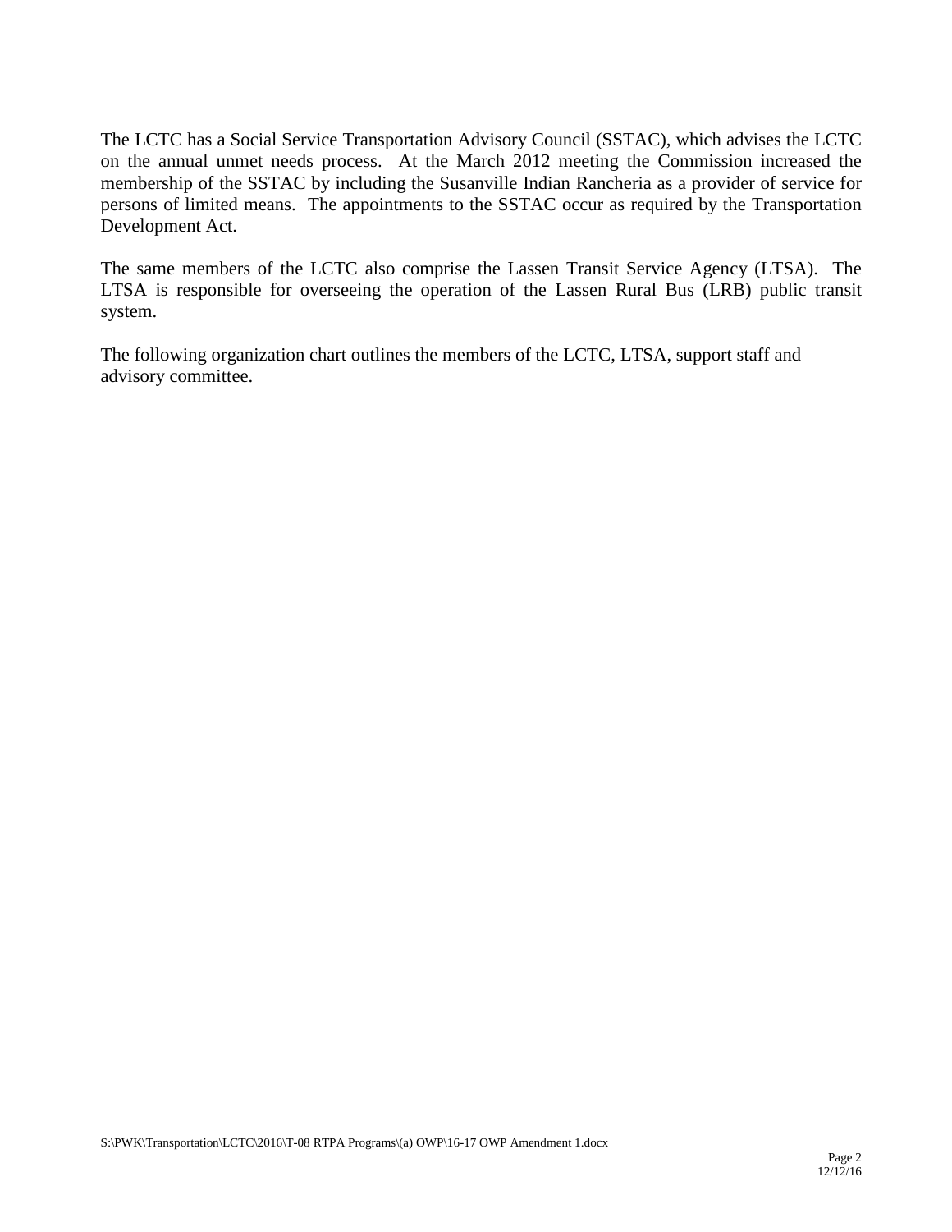The LCTC has a Social Service Transportation Advisory Council (SSTAC), which advises the LCTC on the annual unmet needs process. At the March 2012 meeting the Commission increased the membership of the SSTAC by including the Susanville Indian Rancheria as a provider of service for persons of limited means. The appointments to the SSTAC occur as required by the Transportation Development Act.

The same members of the LCTC also comprise the Lassen Transit Service Agency (LTSA). The LTSA is responsible for overseeing the operation of the Lassen Rural Bus (LRB) public transit system.

The following organization chart outlines the members of the LCTC, LTSA, support staff and advisory committee.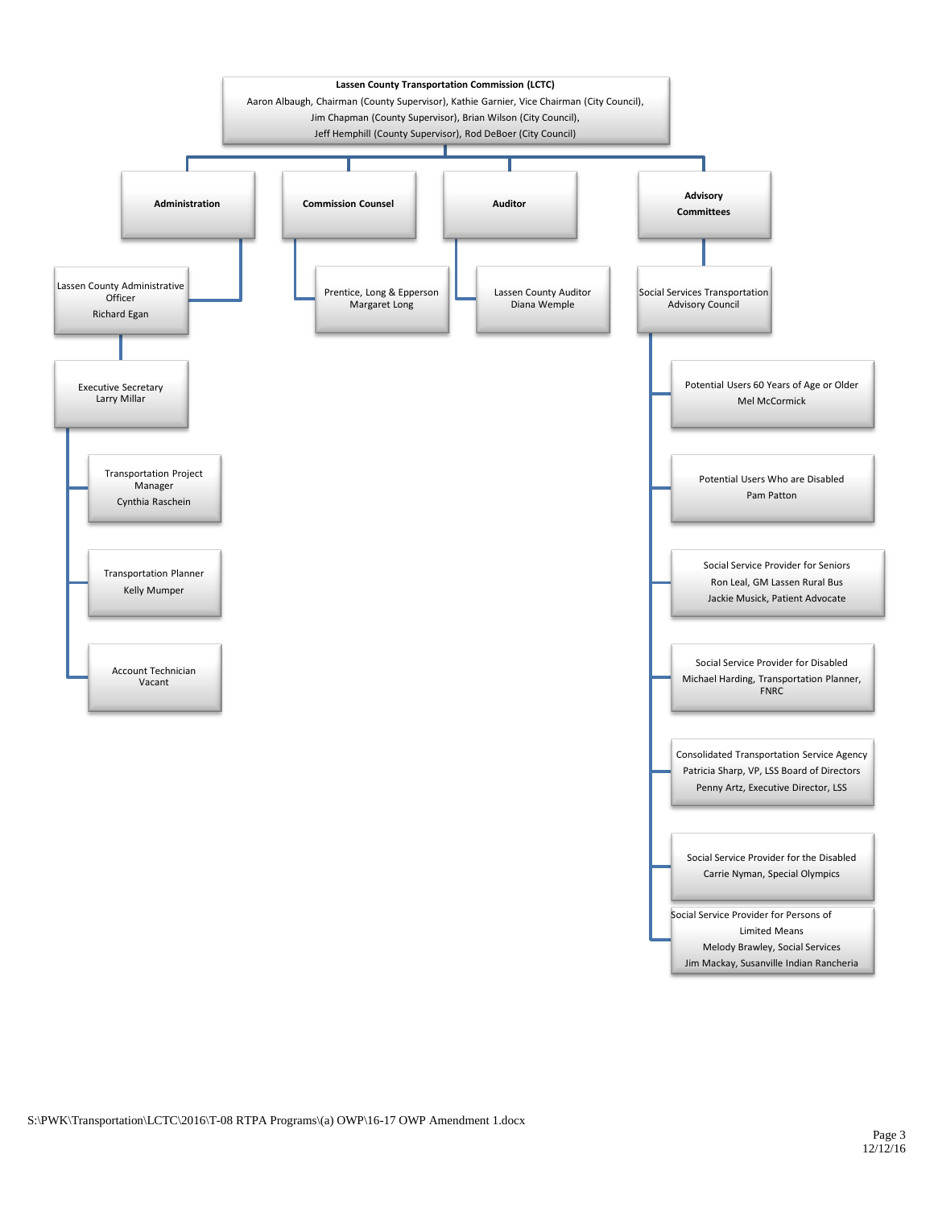**Lassen County Transportation Commission (LCTC)**

Aaron Albaugh, Chairman (County Supervisor), Kathie Garnier, Vice Chairman (City Council), Jim Chapman (County Supervisor), Brian Wilson (City Council), Jeff Hemphill (County Supervisor), Rod DeBoer (City Council)

- **Administration**
  - Lassen County Administrative Officer
    Richard Egan
    - Executive Secretary
      Larry Millar
      - Transportation Project Manager
        Cynthia Raschein
      - Transportation Planner
        Kelly Mumper
      - Account Technician
        Vacant
- **Commission Counsel**
  - Prentice, Long & Epperson
    Margaret Long
- **Auditor**
  - Lassen County Auditor
    Diana Wemple
- **Advisory Committees**
  - Social Services Transportation Advisory Council
    - Potential Users 60 Years of Age or Older
      Mel McCormick
    - Potential Users Who are Disabled
      Pam Patton
    - Social Service Provider for Seniors
      Ron Leal, GM Lassen Rural Bus
      Jackie Musick, Patient Advocate
    - Social Service Provider for Disabled
      Michael Harding, Transportation Planner, FNRC
    - Consolidated Transportation Service Agency
      Patricia Sharp, VP, LSS Board of Directors
      Penny Artz, Executive Director, LSS
    - Social Service Provider for the Disabled
      Carrie Nyman, Special Olympics
    - Social Service Provider for Persons of Limited Means
      Melody Brawley, Social Services
      Jim Mackay, Susanville Indian Rancheria

S:\PWK\Transportation\LCTC\2016\T-08 RTPA Programs\(a) OWP\16-17 OWP Amendment 1.docx

12/12/16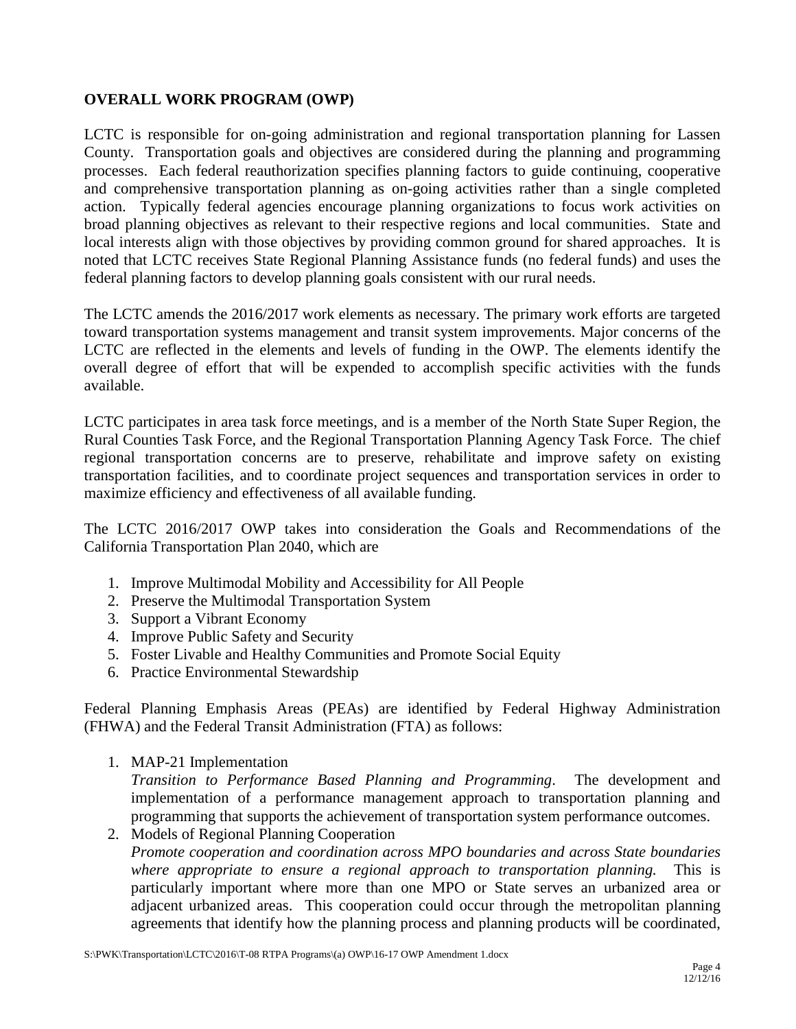**OVERALL WORK PROGRAM (OWP)**

LCTC is responsible for on-going administration and regional transportation planning for Lassen County. Transportation goals and objectives are considered during the planning and programming processes. Each federal reauthorization specifies planning factors to guide continuing, cooperative and comprehensive transportation planning as on-going activities rather than a single completed action. Typically federal agencies encourage planning organizations to focus work activities on broad planning objectives as relevant to their respective regions and local communities. State and local interests align with those objectives by providing common ground for shared approaches. It is noted that LCTC receives State Regional Planning Assistance funds (no federal funds) and uses the federal planning factors to develop planning goals consistent with our rural needs.

The LCTC amends the 2016/2017 work elements as necessary. The primary work efforts are targeted toward transportation systems management and transit system improvements. Major concerns of the LCTC are reflected in the elements and levels of funding in the OWP. The elements identify the overall degree of effort that will be expended to accomplish specific activities with the funds available.

LCTC participates in area task force meetings, and is a member of the North State Super Region, the Rural Counties Task Force, and the Regional Transportation Planning Agency Task Force. The chief regional transportation concerns are to preserve, rehabilitate and improve safety on existing transportation facilities, and to coordinate project sequences and transportation services in order to maximize efficiency and effectiveness of all available funding.

The LCTC 2016/2017 OWP takes into consideration the Goals and Recommendations of the California Transportation Plan 2040, which are

1. Improve Multimodal Mobility and Accessibility for All People
2. Preserve the Multimodal Transportation System
3. Support a Vibrant Economy
4. Improve Public Safety and Security
5. Foster Livable and Healthy Communities and Promote Social Equity
6. Practice Environmental Stewardship

Federal Planning Emphasis Areas (PEAs) are identified by Federal Highway Administration (FHWA) and the Federal Transit Administration (FTA) as follows:

1. MAP-21 Implementation
   *Transition to Performance Based Planning and Programming*. The development and implementation of a performance management approach to transportation planning and programming that supports the achievement of transportation system performance outcomes.
2. Models of Regional Planning Cooperation
   *Promote cooperation and coordination across MPO boundaries and across State boundaries where appropriate to ensure a regional approach to transportation planning.* This is particularly important where more than one MPO or State serves an urbanized area or adjacent urbanized areas. This cooperation could occur through the metropolitan planning agreements that identify how the planning process and planning products will be coordinated,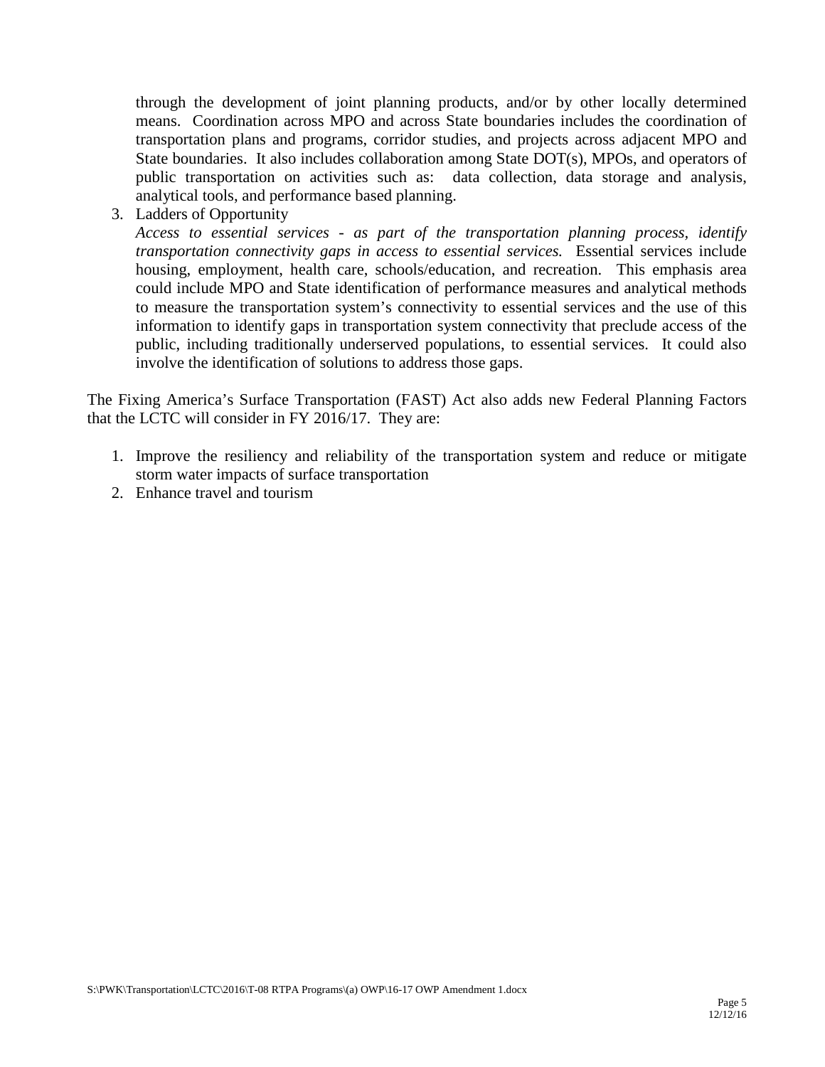through the development of joint planning products, and/or by other locally determined means. Coordination across MPO and across State boundaries includes the coordination of transportation plans and programs, corridor studies, and projects across adjacent MPO and State boundaries. It also includes collaboration among State DOT(s), MPOs, and operators of public transportation on activities such as: data collection, data storage and analysis, analytical tools, and performance based planning.

3. Ladders of Opportunity

   *Access to essential services - as part of the transportation planning process, identify transportation connectivity gaps in access to essential services.* Essential services include housing, employment, health care, schools/education, and recreation. This emphasis area could include MPO and State identification of performance measures and analytical methods to measure the transportation system's connectivity to essential services and the use of this information to identify gaps in transportation system connectivity that preclude access of the public, including traditionally underserved populations, to essential services. It could also involve the identification of solutions to address those gaps.

The Fixing America's Surface Transportation (FAST) Act also adds new Federal Planning Factors that the LCTC will consider in FY 2016/17. They are:

1. Improve the resiliency and reliability of the transportation system and reduce or mitigate storm water impacts of surface transportation
2. Enhance travel and tourism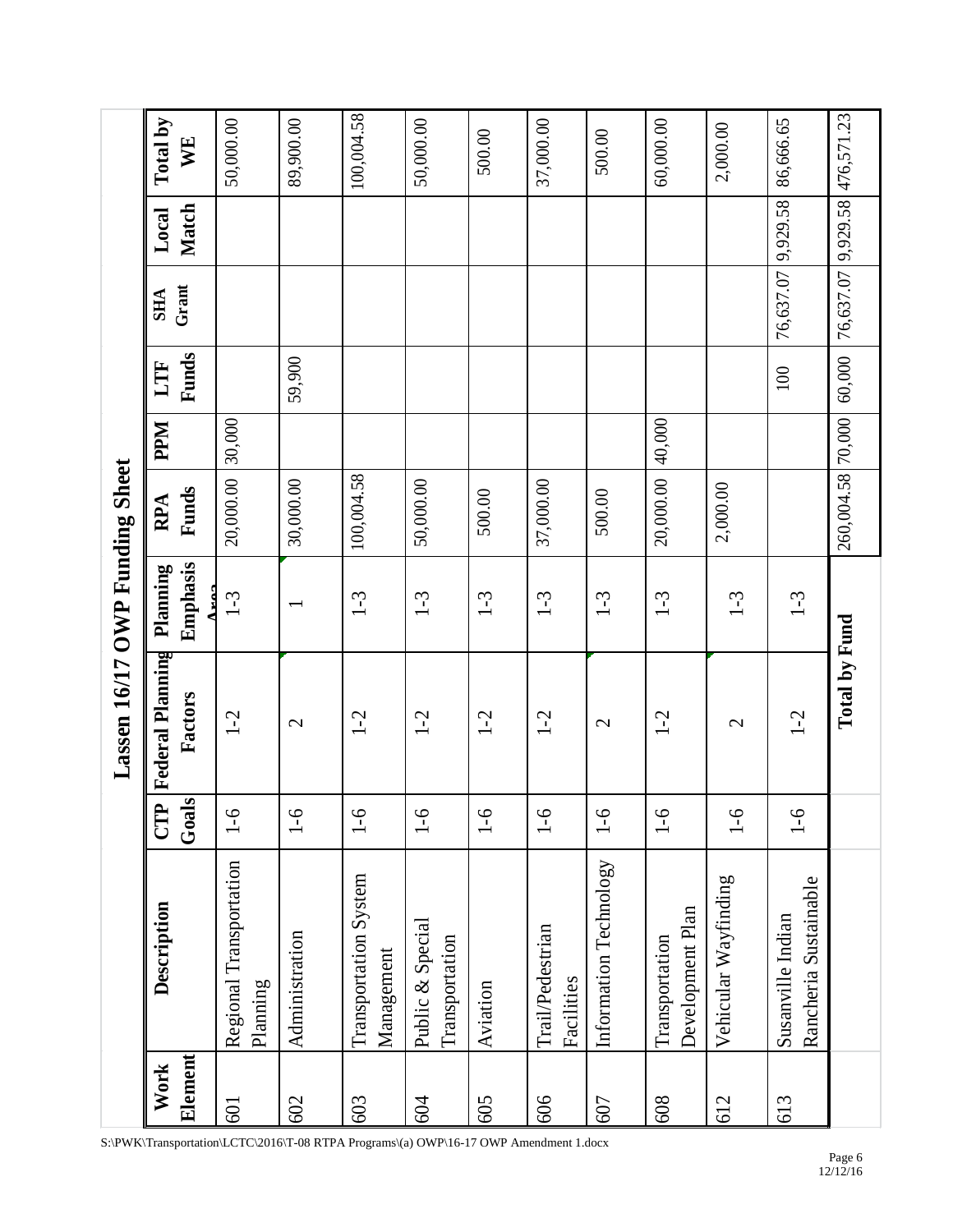# Lassen 16/17 OWP Funding Sheet

| Work Element | Description | CTP Goals | Federal Planning Factors | Planning Emphasis Area | RPA Funds | PPM | LTF Funds | SHA Grant | Local Match | Total by WE |
|---|---|---|---|---|---|---|---|---|---|---|
| 601 | Regional Transportation Planning | 1-6 | 1-2 | 1-3 | 20,000.00 | 30,000 | | | | 50,000.00 |
| 602 | Administration | 1-6 | 2 | 1 | 30,000.00 | | 59,900 | | | 89,900.00 |
| 603 | Transportation System Management | 1-6 | 1-2 | 1-3 | 100,004.58 | | | | | 100,004.58 |
| 604 | Public & Special Transportation | 1-6 | 1-2 | 1-3 | 50,000.00 | | | | | 50,000.00 |
| 605 | Aviation | 1-6 | 1-2 | 1-3 | 500.00 | | | | | 500.00 |
| 606 | Trail/Pedestrian Facilities | 1-6 | 1-2 | 1-3 | 37,000.00 | | | | | 37,000.00 |
| 607 | Information Technology | 1-6 | 2 | 1-3 | 500.00 | | | | | 500.00 |
| 608 | Transportation Development Plan | 1-6 | 1-2 | 1-3 | 20,000.00 | 40,000 | | | | 60,000.00 |
| 612 | Vehicular Wayfinding | 1-6 | 2 | 1-3 | 2,000.00 | | | | | 2,000.00 |
| 613 | Susanville Indian Rancheria Sustainable | 1-6 | 1-2 | 1-3 | | | 100 | 76,637.07 | 9,929.58 | 86,666.65 |
| | | | Total by Fund | | 260,004.58 | 70,000 | 60,000 | 76,637.07 | 9,929.58 | 476,571.23 |

S:\PWK\Transportation\LCTC\2016\T-08 RTPA Programs\(a) OWP\16-17 OWP Amendment 1.docx

12/12/16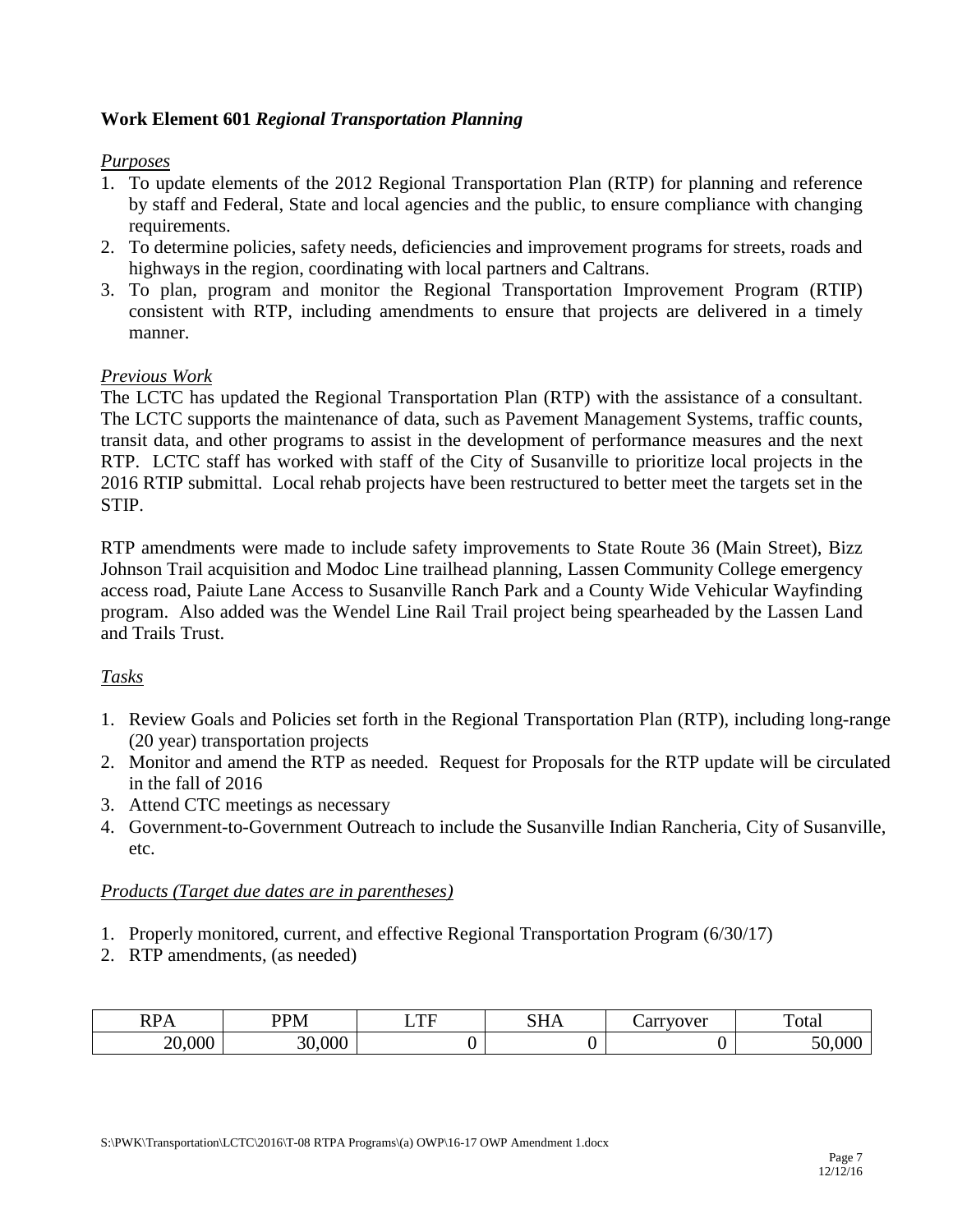## **Work Element 601** ***Regional Transportation Planning***

*Purposes*

1. To update elements of the 2012 Regional Transportation Plan (RTP) for planning and reference by staff and Federal, State and local agencies and the public, to ensure compliance with changing requirements.
2. To determine policies, safety needs, deficiencies and improvement programs for streets, roads and highways in the region, coordinating with local partners and Caltrans.
3. To plan, program and monitor the Regional Transportation Improvement Program (RTIP) consistent with RTP, including amendments to ensure that projects are delivered in a timely manner.

*Previous Work*

The LCTC has updated the Regional Transportation Plan (RTP) with the assistance of a consultant. The LCTC supports the maintenance of data, such as Pavement Management Systems, traffic counts, transit data, and other programs to assist in the development of performance measures and the next RTP. LCTC staff has worked with staff of the City of Susanville to prioritize local projects in the 2016 RTIP submittal. Local rehab projects have been restructured to better meet the targets set in the STIP.

RTP amendments were made to include safety improvements to State Route 36 (Main Street), Bizz Johnson Trail acquisition and Modoc Line trailhead planning, Lassen Community College emergency access road, Paiute Lane Access to Susanville Ranch Park and a County Wide Vehicular Wayfinding program. Also added was the Wendel Line Rail Trail project being spearheaded by the Lassen Land and Trails Trust.

*Tasks*

1. Review Goals and Policies set forth in the Regional Transportation Plan (RTP), including long-range (20 year) transportation projects
2. Monitor and amend the RTP as needed. Request for Proposals for the RTP update will be circulated in the fall of 2016
3. Attend CTC meetings as necessary
4. Government-to-Government Outreach to include the Susanville Indian Rancheria, City of Susanville, etc.

*Products (Target due dates are in parentheses)*

1. Properly monitored, current, and effective Regional Transportation Program (6/30/17)
2. RTP amendments, (as needed)

| RPA | PPM | LTF | SHA | Carryover | Total |
|---|---|---|---|---|---|
| 20,000 | 30,000 | 0 | 0 | 0 | 50,000 |

S:\PWK\Transportation\LCTC\2016\T-08 RTPA Programs\(a) OWP\16-17 OWP Amendment 1.docx

12/12/16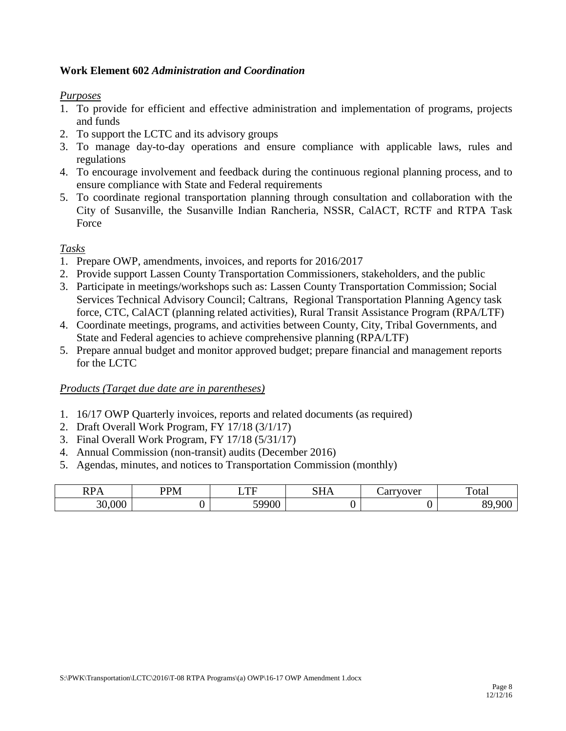**Work Element 602** ***Administration and Coordination***

*Purposes*

1. To provide for efficient and effective administration and implementation of programs, projects and funds
2. To support the LCTC and its advisory groups
3. To manage day-to-day operations and ensure compliance with applicable laws, rules and regulations
4. To encourage involvement and feedback during the continuous regional planning process, and to ensure compliance with State and Federal requirements
5. To coordinate regional transportation planning through consultation and collaboration with the City of Susanville, the Susanville Indian Rancheria, NSSR, CalACT, RCTF and RTPA Task Force

*Tasks*

1. Prepare OWP, amendments, invoices, and reports for 2016/2017
2. Provide support Lassen County Transportation Commissioners, stakeholders, and the public
3. Participate in meetings/workshops such as: Lassen County Transportation Commission; Social Services Technical Advisory Council; Caltrans, Regional Transportation Planning Agency task force, CTC, CalACT (planning related activities), Rural Transit Assistance Program (RPA/LTF)
4. Coordinate meetings, programs, and activities between County, City, Tribal Governments, and State and Federal agencies to achieve comprehensive planning (RPA/LTF)
5. Prepare annual budget and monitor approved budget; prepare financial and management reports for the LCTC

*Products (Target due date are in parentheses)*

1. 16/17 OWP Quarterly invoices, reports and related documents (as required)
2. Draft Overall Work Program, FY 17/18 (3/1/17)
3. Final Overall Work Program, FY 17/18 (5/31/17)
4. Annual Commission (non-transit) audits (December 2016)
5. Agendas, minutes, and notices to Transportation Commission (monthly)

| RPA | PPM | LTF | SHA | Carryover | Total |
|---|---|---|---|---|---|
| 30,000 | 0 | 59900 | 0 | 0 | 89,900 |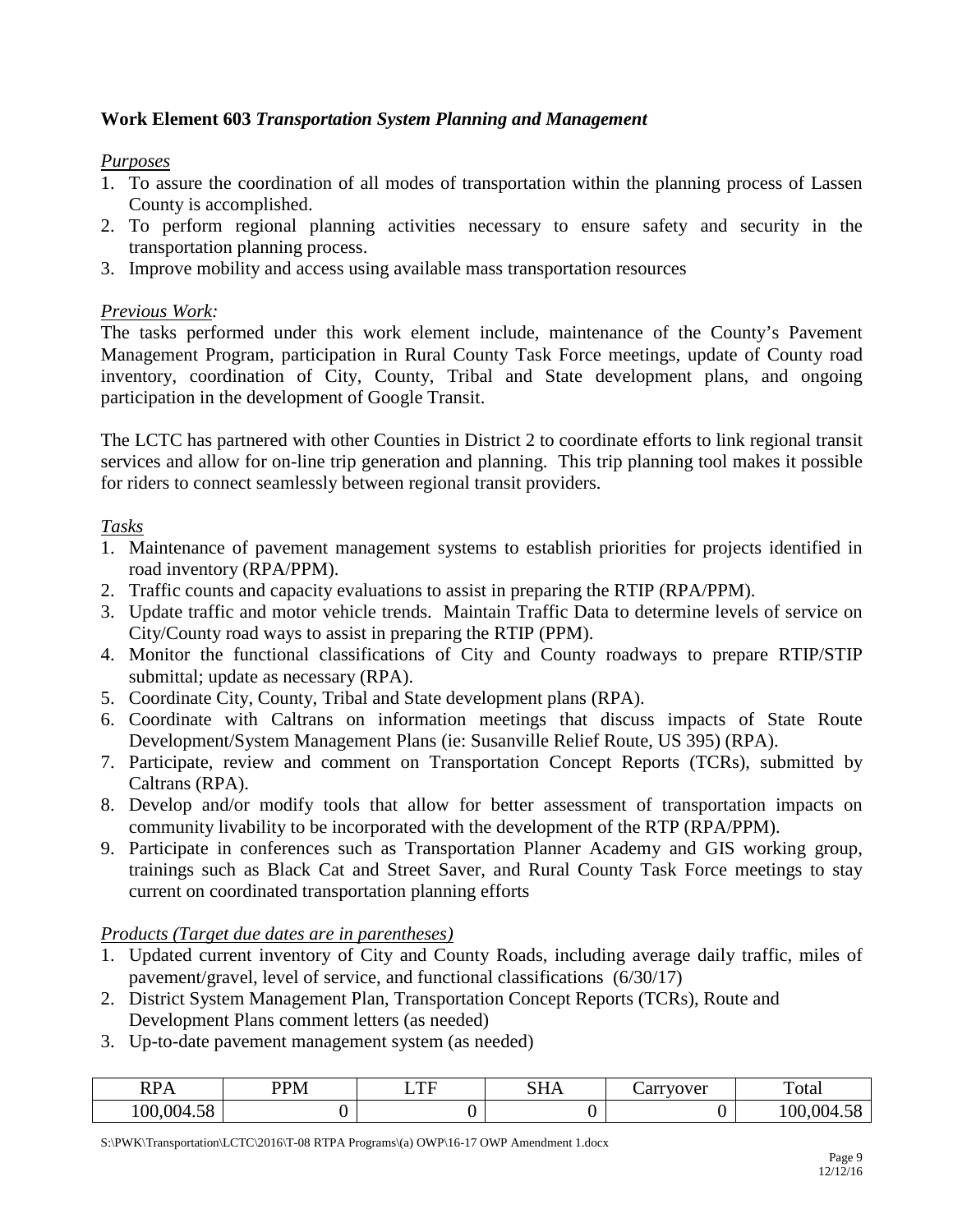**Work Element 603** ***Transportation System Planning and Management***

*Purposes*

1. To assure the coordination of all modes of transportation within the planning process of Lassen County is accomplished.
2. To perform regional planning activities necessary to ensure safety and security in the transportation planning process.
3. Improve mobility and access using available mass transportation resources

*Previous Work:*

The tasks performed under this work element include, maintenance of the County's Pavement Management Program, participation in Rural County Task Force meetings, update of County road inventory, coordination of City, County, Tribal and State development plans, and ongoing participation in the development of Google Transit.

The LCTC has partnered with other Counties in District 2 to coordinate efforts to link regional transit services and allow for on-line trip generation and planning. This trip planning tool makes it possible for riders to connect seamlessly between regional transit providers.

*Tasks*

1. Maintenance of pavement management systems to establish priorities for projects identified in road inventory (RPA/PPM).
2. Traffic counts and capacity evaluations to assist in preparing the RTIP (RPA/PPM).
3. Update traffic and motor vehicle trends. Maintain Traffic Data to determine levels of service on City/County road ways to assist in preparing the RTIP (PPM).
4. Monitor the functional classifications of City and County roadways to prepare RTIP/STIP submittal; update as necessary (RPA).
5. Coordinate City, County, Tribal and State development plans (RPA).
6. Coordinate with Caltrans on information meetings that discuss impacts of State Route Development/System Management Plans (ie: Susanville Relief Route, US 395) (RPA).
7. Participate, review and comment on Transportation Concept Reports (TCRs), submitted by Caltrans (RPA).
8. Develop and/or modify tools that allow for better assessment of transportation impacts on community livability to be incorporated with the development of the RTP (RPA/PPM).
9. Participate in conferences such as Transportation Planner Academy and GIS working group, trainings such as Black Cat and Street Saver, and Rural County Task Force meetings to stay current on coordinated transportation planning efforts

*Products (Target due dates are in parentheses)*

1. Updated current inventory of City and County Roads, including average daily traffic, miles of pavement/gravel, level of service, and functional classifications (6/30/17)
2. District System Management Plan, Transportation Concept Reports (TCRs), Route and Development Plans comment letters (as needed)
3. Up-to-date pavement management system (as needed)

| RPA | PPM | LTF | SHA | Carryover | Total |
|---|---|---|---|---|---|
| 100,004.58 | 0 | 0 | 0 | 0 | 100,004.58 |

S:\PWK\Transportation\LCTC\2016\T-08 RTPA Programs\(a) OWP\16-17 OWP Amendment 1.docx

12/12/16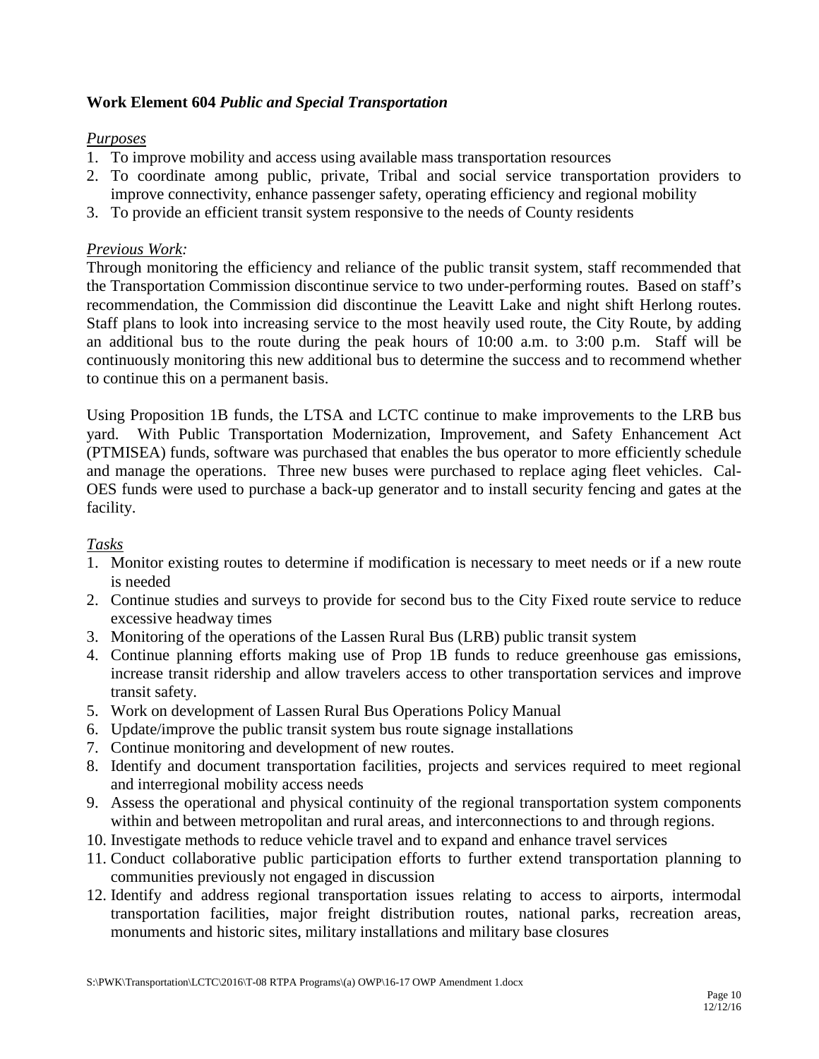**Work Element 604** ***Public and Special Transportation***

*Purposes*

1. To improve mobility and access using available mass transportation resources
2. To coordinate among public, private, Tribal and social service transportation providers to improve connectivity, enhance passenger safety, operating efficiency and regional mobility
3. To provide an efficient transit system responsive to the needs of County residents

*Previous Work:*

Through monitoring the efficiency and reliance of the public transit system, staff recommended that the Transportation Commission discontinue service to two under-performing routes. Based on staff's recommendation, the Commission did discontinue the Leavitt Lake and night shift Herlong routes. Staff plans to look into increasing service to the most heavily used route, the City Route, by adding an additional bus to the route during the peak hours of 10:00 a.m. to 3:00 p.m. Staff will be continuously monitoring this new additional bus to determine the success and to recommend whether to continue this on a permanent basis.

Using Proposition 1B funds, the LTSA and LCTC continue to make improvements to the LRB bus yard. With Public Transportation Modernization, Improvement, and Safety Enhancement Act (PTMISEA) funds, software was purchased that enables the bus operator to more efficiently schedule and manage the operations. Three new buses were purchased to replace aging fleet vehicles. Cal-OES funds were used to purchase a back-up generator and to install security fencing and gates at the facility.

*Tasks*

1. Monitor existing routes to determine if modification is necessary to meet needs or if a new route is needed
2. Continue studies and surveys to provide for second bus to the City Fixed route service to reduce excessive headway times
3. Monitoring of the operations of the Lassen Rural Bus (LRB) public transit system
4. Continue planning efforts making use of Prop 1B funds to reduce greenhouse gas emissions, increase transit ridership and allow travelers access to other transportation services and improve transit safety.
5. Work on development of Lassen Rural Bus Operations Policy Manual
6. Update/improve the public transit system bus route signage installations
7. Continue monitoring and development of new routes.
8. Identify and document transportation facilities, projects and services required to meet regional and interregional mobility access needs
9. Assess the operational and physical continuity of the regional transportation system components within and between metropolitan and rural areas, and interconnections to and through regions.
10. Investigate methods to reduce vehicle travel and to expand and enhance travel services
11. Conduct collaborative public participation efforts to further extend transportation planning to communities previously not engaged in discussion
12. Identify and address regional transportation issues relating to access to airports, intermodal transportation facilities, major freight distribution routes, national parks, recreation areas, monuments and historic sites, military installations and military base closures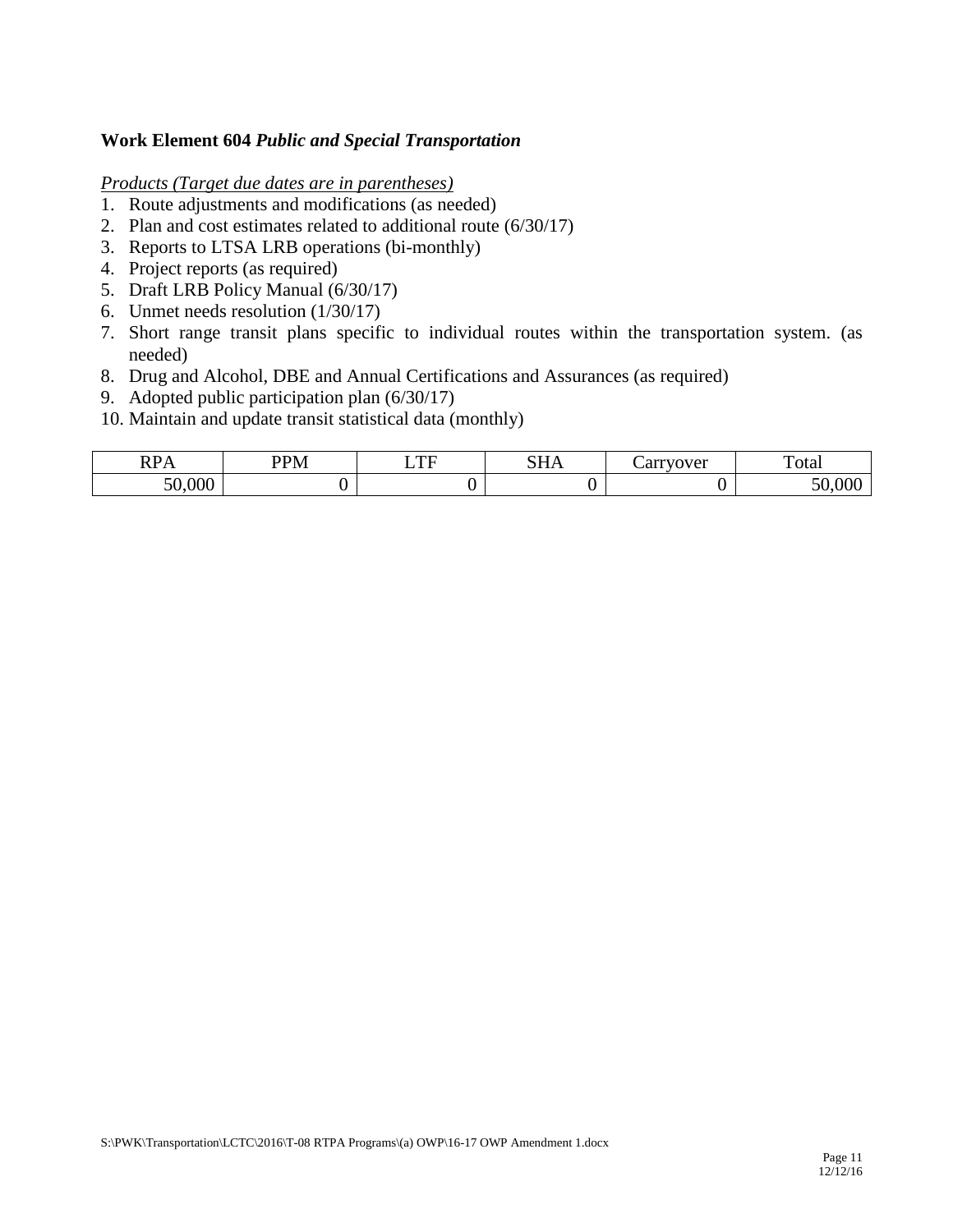**Work Element 604** ***Public and Special Transportation***

*Products (Target due dates are in parentheses)*

1. Route adjustments and modifications (as needed)
2. Plan and cost estimates related to additional route (6/30/17)
3. Reports to LTSA LRB operations (bi-monthly)
4. Project reports (as required)
5. Draft LRB Policy Manual (6/30/17)
6. Unmet needs resolution (1/30/17)
7. Short range transit plans specific to individual routes within the transportation system. (as needed)
8. Drug and Alcohol, DBE and Annual Certifications and Assurances (as required)
9. Adopted public participation plan (6/30/17)
10. Maintain and update transit statistical data (monthly)

| RPA | PPM | LTF | SHA | Carryover | Total |
|---|---|---|---|---|---|
| 50,000 | 0 | 0 | 0 | 0 | 50,000 |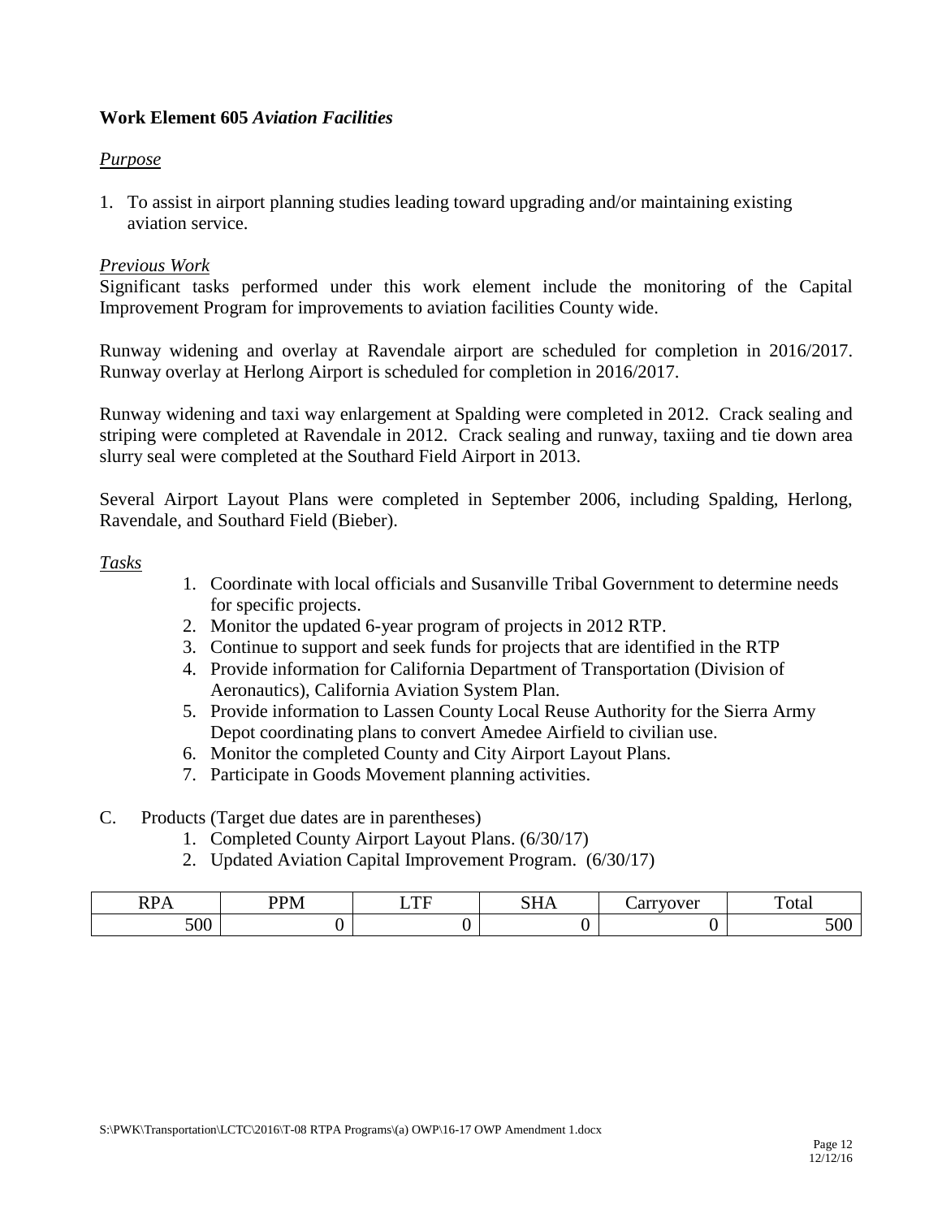**Work Element 605** ***Aviation Facilities***

*Purpose*

1. To assist in airport planning studies leading toward upgrading and/or maintaining existing aviation service.

*Previous Work*

Significant tasks performed under this work element include the monitoring of the Capital Improvement Program for improvements to aviation facilities County wide.

Runway widening and overlay at Ravendale airport are scheduled for completion in 2016/2017. Runway overlay at Herlong Airport is scheduled for completion in 2016/2017.

Runway widening and taxi way enlargement at Spalding were completed in 2012. Crack sealing and striping were completed at Ravendale in 2012. Crack sealing and runway, taxiing and tie down area slurry seal were completed at the Southard Field Airport in 2013.

Several Airport Layout Plans were completed in September 2006, including Spalding, Herlong, Ravendale, and Southard Field (Bieber).

*Tasks*

1. Coordinate with local officials and Susanville Tribal Government to determine needs for specific projects.
2. Monitor the updated 6-year program of projects in 2012 RTP.
3. Continue to support and seek funds for projects that are identified in the RTP
4. Provide information for California Department of Transportation (Division of Aeronautics), California Aviation System Plan.
5. Provide information to Lassen County Local Reuse Authority for the Sierra Army Depot coordinating plans to convert Amedee Airfield to civilian use.
6. Monitor the completed County and City Airport Layout Plans.
7. Participate in Goods Movement planning activities.

C. Products (Target due dates are in parentheses)
   1. Completed County Airport Layout Plans. (6/30/17)
   2. Updated Aviation Capital Improvement Program. (6/30/17)

| RPA | PPM | LTF | SHA | Carryover | Total |
|---|---|---|---|---|---|
| 500 | 0 | 0 | 0 | 0 | 500 |

S:\PWK\Transportation\LCTC\2016\T-08 RTPA Programs\(a) OWP\16-17 OWP Amendment 1.docx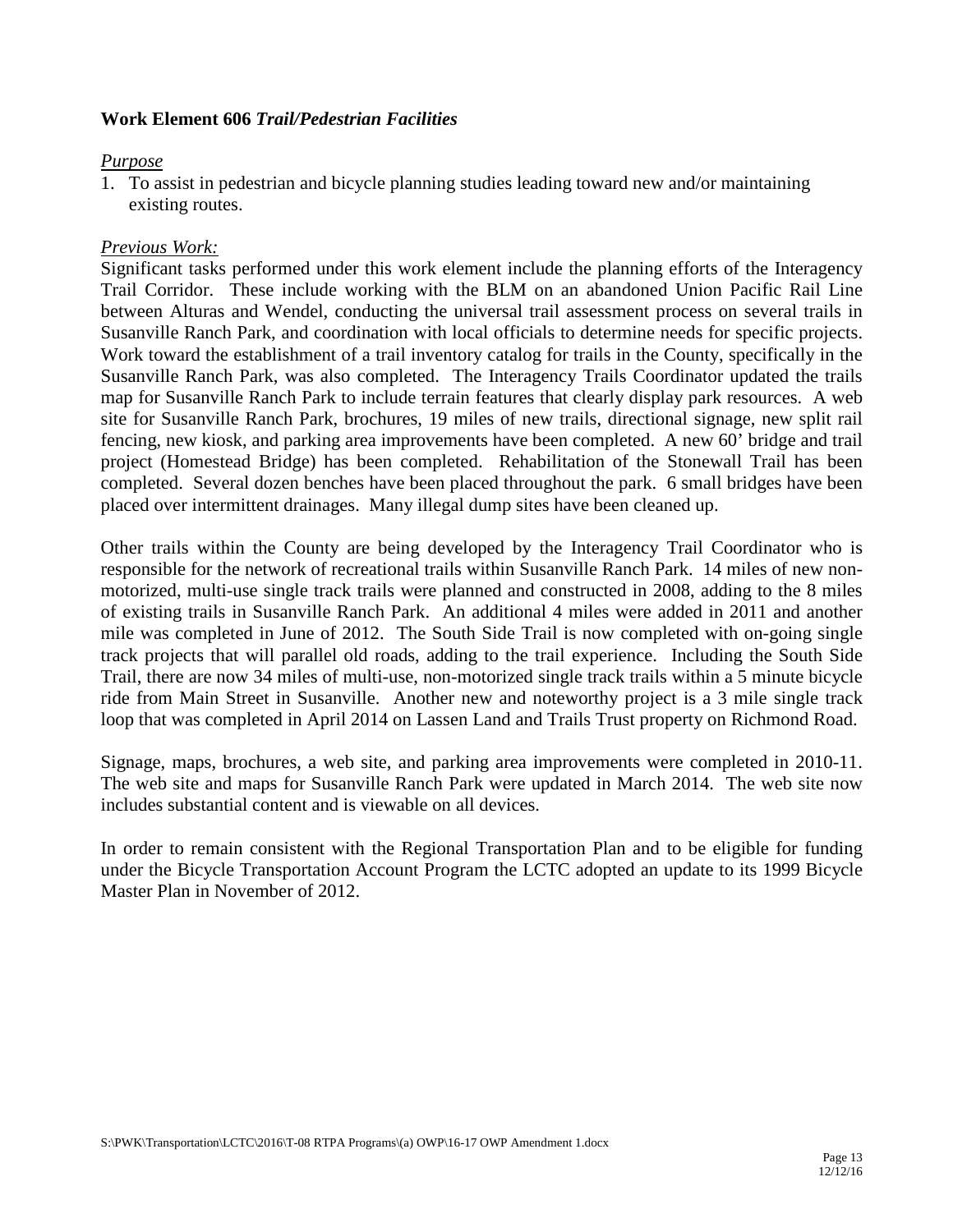### Work Element 606 *Trail/Pedestrian Facilities*

*Purpose*

1. To assist in pedestrian and bicycle planning studies leading toward new and/or maintaining existing routes.

*Previous Work:*

Significant tasks performed under this work element include the planning efforts of the Interagency Trail Corridor. These include working with the BLM on an abandoned Union Pacific Rail Line between Alturas and Wendel, conducting the universal trail assessment process on several trails in Susanville Ranch Park, and coordination with local officials to determine needs for specific projects. Work toward the establishment of a trail inventory catalog for trails in the County, specifically in the Susanville Ranch Park, was also completed. The Interagency Trails Coordinator updated the trails map for Susanville Ranch Park to include terrain features that clearly display park resources. A web site for Susanville Ranch Park, brochures, 19 miles of new trails, directional signage, new split rail fencing, new kiosk, and parking area improvements have been completed. A new 60' bridge and trail project (Homestead Bridge) has been completed. Rehabilitation of the Stonewall Trail has been completed. Several dozen benches have been placed throughout the park. 6 small bridges have been placed over intermittent drainages. Many illegal dump sites have been cleaned up.

Other trails within the County are being developed by the Interagency Trail Coordinator who is responsible for the network of recreational trails within Susanville Ranch Park. 14 miles of new non-motorized, multi-use single track trails were planned and constructed in 2008, adding to the 8 miles of existing trails in Susanville Ranch Park. An additional 4 miles were added in 2011 and another mile was completed in June of 2012. The South Side Trail is now completed with on-going single track projects that will parallel old roads, adding to the trail experience. Including the South Side Trail, there are now 34 miles of multi-use, non-motorized single track trails within a 5 minute bicycle ride from Main Street in Susanville. Another new and noteworthy project is a 3 mile single track loop that was completed in April 2014 on Lassen Land and Trails Trust property on Richmond Road.

Signage, maps, brochures, a web site, and parking area improvements were completed in 2010-11. The web site and maps for Susanville Ranch Park were updated in March 2014. The web site now includes substantial content and is viewable on all devices.

In order to remain consistent with the Regional Transportation Plan and to be eligible for funding under the Bicycle Transportation Account Program the LCTC adopted an update to its 1999 Bicycle Master Plan in November of 2012.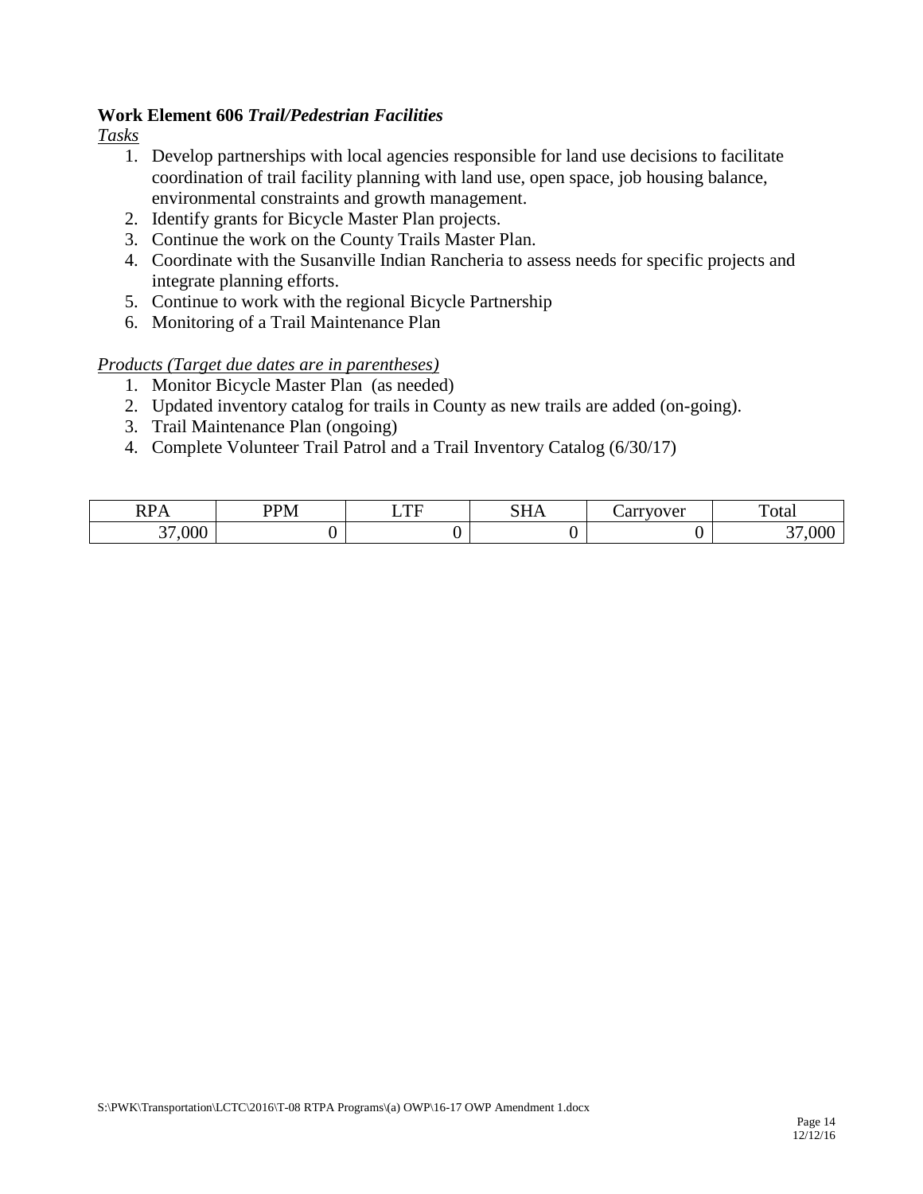**Work Element 606** ***Trail/Pedestrian Facilities***

*Tasks*

1. Develop partnerships with local agencies responsible for land use decisions to facilitate coordination of trail facility planning with land use, open space, job housing balance, environmental constraints and growth management.
2. Identify grants for Bicycle Master Plan projects.
3. Continue the work on the County Trails Master Plan.
4. Coordinate with the Susanville Indian Rancheria to assess needs for specific projects and integrate planning efforts.
5. Continue to work with the regional Bicycle Partnership
6. Monitoring of a Trail Maintenance Plan

*Products (Target due dates are in parentheses)*

1. Monitor Bicycle Master Plan (as needed)
2. Updated inventory catalog for trails in County as new trails are added (on-going).
3. Trail Maintenance Plan (ongoing)
4. Complete Volunteer Trail Patrol and a Trail Inventory Catalog (6/30/17)

| RPA | PPM | LTF | SHA | Carryover | Total |
|---|---|---|---|---|---|
| 37,000 | 0 | 0 | 0 | 0 | 37,000 |

S:\PWK\Transportation\LCTC\2016\T-08 RTPA Programs\(a) OWP\16-17 OWP Amendment 1.docx

12/12/16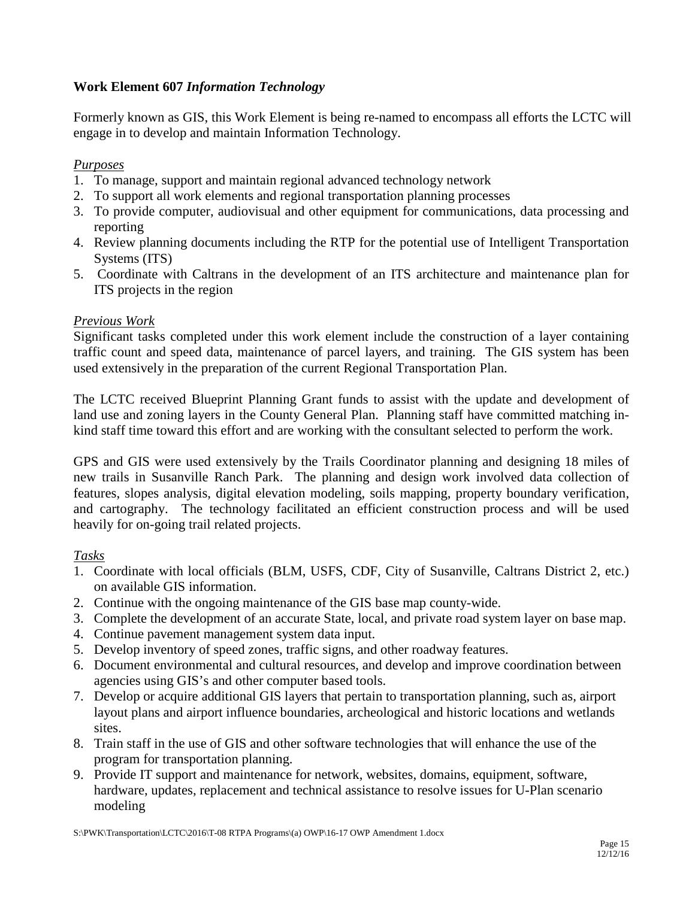**Work Element 607** ***Information Technology***

Formerly known as GIS, this Work Element is being re-named to encompass all efforts the LCTC will engage in to develop and maintain Information Technology.

*Purposes*

1. To manage, support and maintain regional advanced technology network
2. To support all work elements and regional transportation planning processes
3. To provide computer, audiovisual and other equipment for communications, data processing and reporting
4. Review planning documents including the RTP for the potential use of Intelligent Transportation Systems (ITS)
5. Coordinate with Caltrans in the development of an ITS architecture and maintenance plan for ITS projects in the region

*Previous Work*

Significant tasks completed under this work element include the construction of a layer containing traffic count and speed data, maintenance of parcel layers, and training. The GIS system has been used extensively in the preparation of the current Regional Transportation Plan.

The LCTC received Blueprint Planning Grant funds to assist with the update and development of land use and zoning layers in the County General Plan. Planning staff have committed matching in-kind staff time toward this effort and are working with the consultant selected to perform the work.

GPS and GIS were used extensively by the Trails Coordinator planning and designing 18 miles of new trails in Susanville Ranch Park. The planning and design work involved data collection of features, slopes analysis, digital elevation modeling, soils mapping, property boundary verification, and cartography. The technology facilitated an efficient construction process and will be used heavily for on-going trail related projects.

*Tasks*

1. Coordinate with local officials (BLM, USFS, CDF, City of Susanville, Caltrans District 2, etc.) on available GIS information.
2. Continue with the ongoing maintenance of the GIS base map county-wide.
3. Complete the development of an accurate State, local, and private road system layer on base map.
4. Continue pavement management system data input.
5. Develop inventory of speed zones, traffic signs, and other roadway features.
6. Document environmental and cultural resources, and develop and improve coordination between agencies using GIS's and other computer based tools.
7. Develop or acquire additional GIS layers that pertain to transportation planning, such as, airport layout plans and airport influence boundaries, archeological and historic locations and wetlands sites.
8. Train staff in the use of GIS and other software technologies that will enhance the use of the program for transportation planning.
9. Provide IT support and maintenance for network, websites, domains, equipment, software, hardware, updates, replacement and technical assistance to resolve issues for U-Plan scenario modeling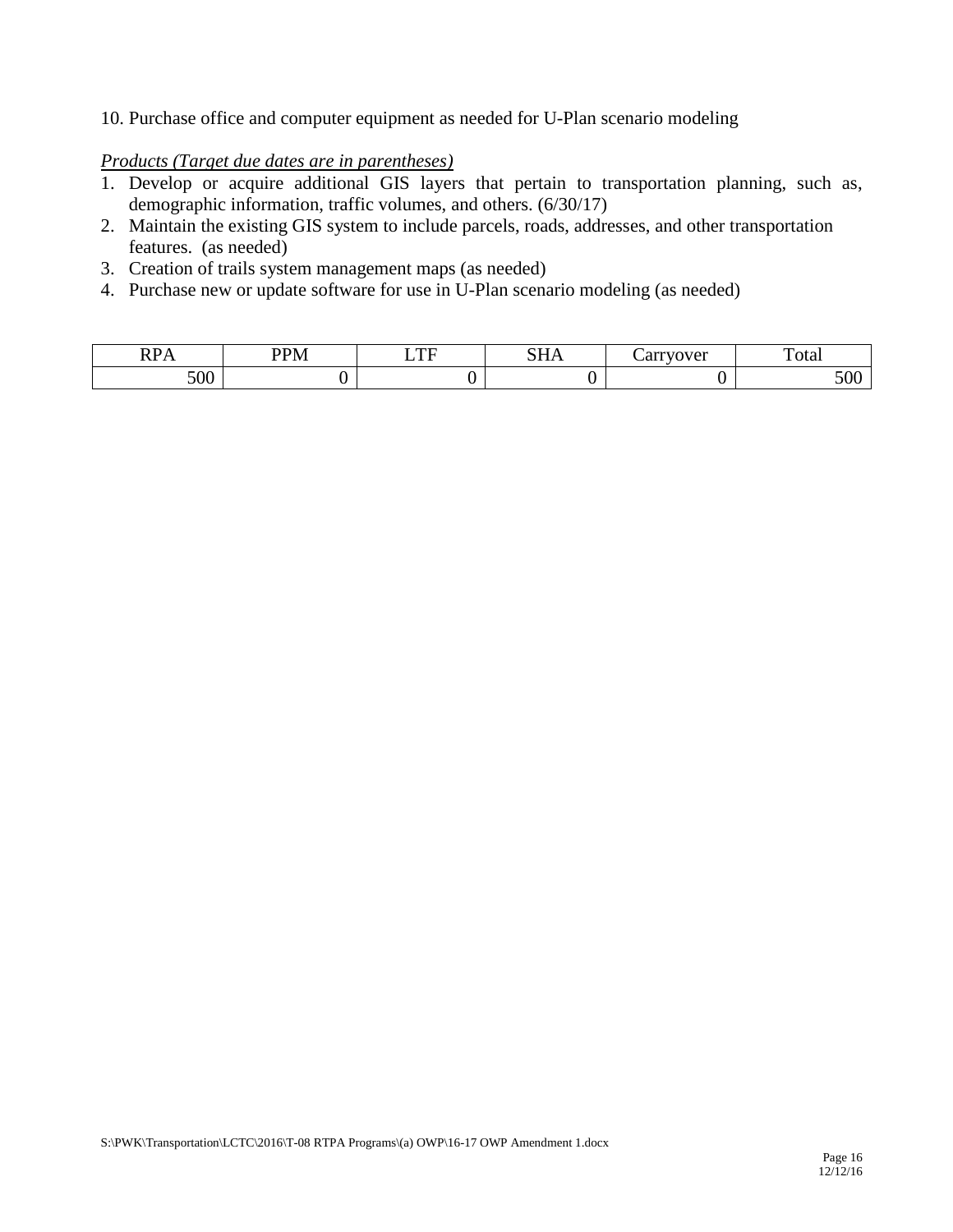10. Purchase office and computer equipment as needed for U-Plan scenario modeling

*Products (Target due dates are in parentheses)*

1. Develop or acquire additional GIS layers that pertain to transportation planning, such as, demographic information, traffic volumes, and others. (6/30/17)
2. Maintain the existing GIS system to include parcels, roads, addresses, and other transportation features. (as needed)
3. Creation of trails system management maps (as needed)
4. Purchase new or update software for use in U-Plan scenario modeling (as needed)

| RPA | PPM | LTF | SHA | Carryover | Total |
|---|---|---|---|---|---|
| 500 | 0 | 0 | 0 | 0 | 500 |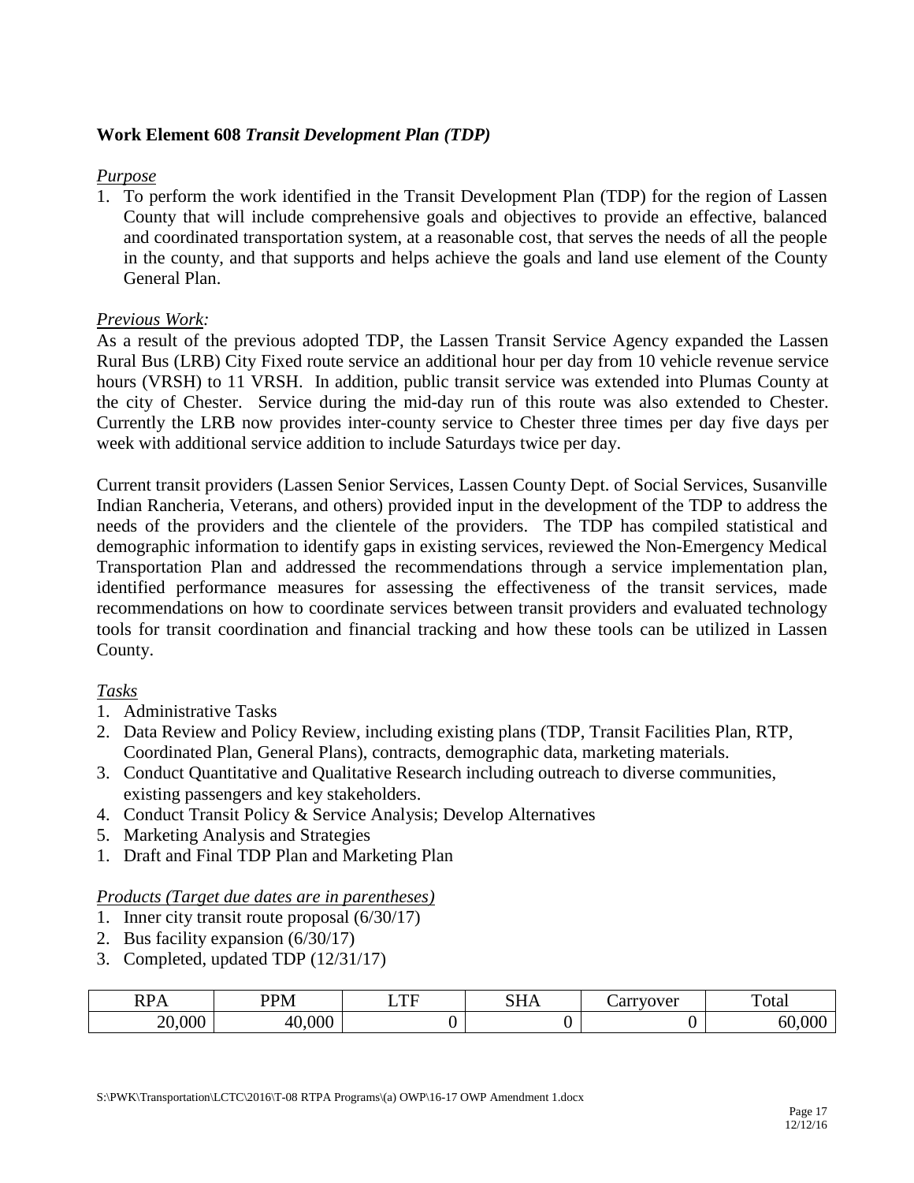**Work Element 608** ***Transit Development Plan (TDP)***

*Purpose*

1. To perform the work identified in the Transit Development Plan (TDP) for the region of Lassen County that will include comprehensive goals and objectives to provide an effective, balanced and coordinated transportation system, at a reasonable cost, that serves the needs of all the people in the county, and that supports and helps achieve the goals and land use element of the County General Plan.

*Previous Work:*

As a result of the previous adopted TDP, the Lassen Transit Service Agency expanded the Lassen Rural Bus (LRB) City Fixed route service an additional hour per day from 10 vehicle revenue service hours (VRSH) to 11 VRSH. In addition, public transit service was extended into Plumas County at the city of Chester. Service during the mid-day run of this route was also extended to Chester. Currently the LRB now provides inter-county service to Chester three times per day five days per week with additional service addition to include Saturdays twice per day.

Current transit providers (Lassen Senior Services, Lassen County Dept. of Social Services, Susanville Indian Rancheria, Veterans, and others) provided input in the development of the TDP to address the needs of the providers and the clientele of the providers. The TDP has compiled statistical and demographic information to identify gaps in existing services, reviewed the Non-Emergency Medical Transportation Plan and addressed the recommendations through a service implementation plan, identified performance measures for assessing the effectiveness of the transit services, made recommendations on how to coordinate services between transit providers and evaluated technology tools for transit coordination and financial tracking and how these tools can be utilized in Lassen County.

*Tasks*

1. Administrative Tasks
2. Data Review and Policy Review, including existing plans (TDP, Transit Facilities Plan, RTP, Coordinated Plan, General Plans), contracts, demographic data, marketing materials.
3. Conduct Quantitative and Qualitative Research including outreach to diverse communities, existing passengers and key stakeholders.
4. Conduct Transit Policy & Service Analysis; Develop Alternatives
5. Marketing Analysis and Strategies
1. Draft and Final TDP Plan and Marketing Plan

*Products (Target due dates are in parentheses)*

1. Inner city transit route proposal (6/30/17)
2. Bus facility expansion (6/30/17)
3. Completed, updated TDP (12/31/17)

| RPA | PPM | LTF | SHA | Carryover | Total |
|---|---|---|---|---|---|
| 20,000 | 40,000 | 0 | 0 | 0 | 60,000 |

S:\PWK\Transportation\LCTC\2016\T-08 RTPA Programs\(a) OWP\16-17 OWP Amendment 1.docx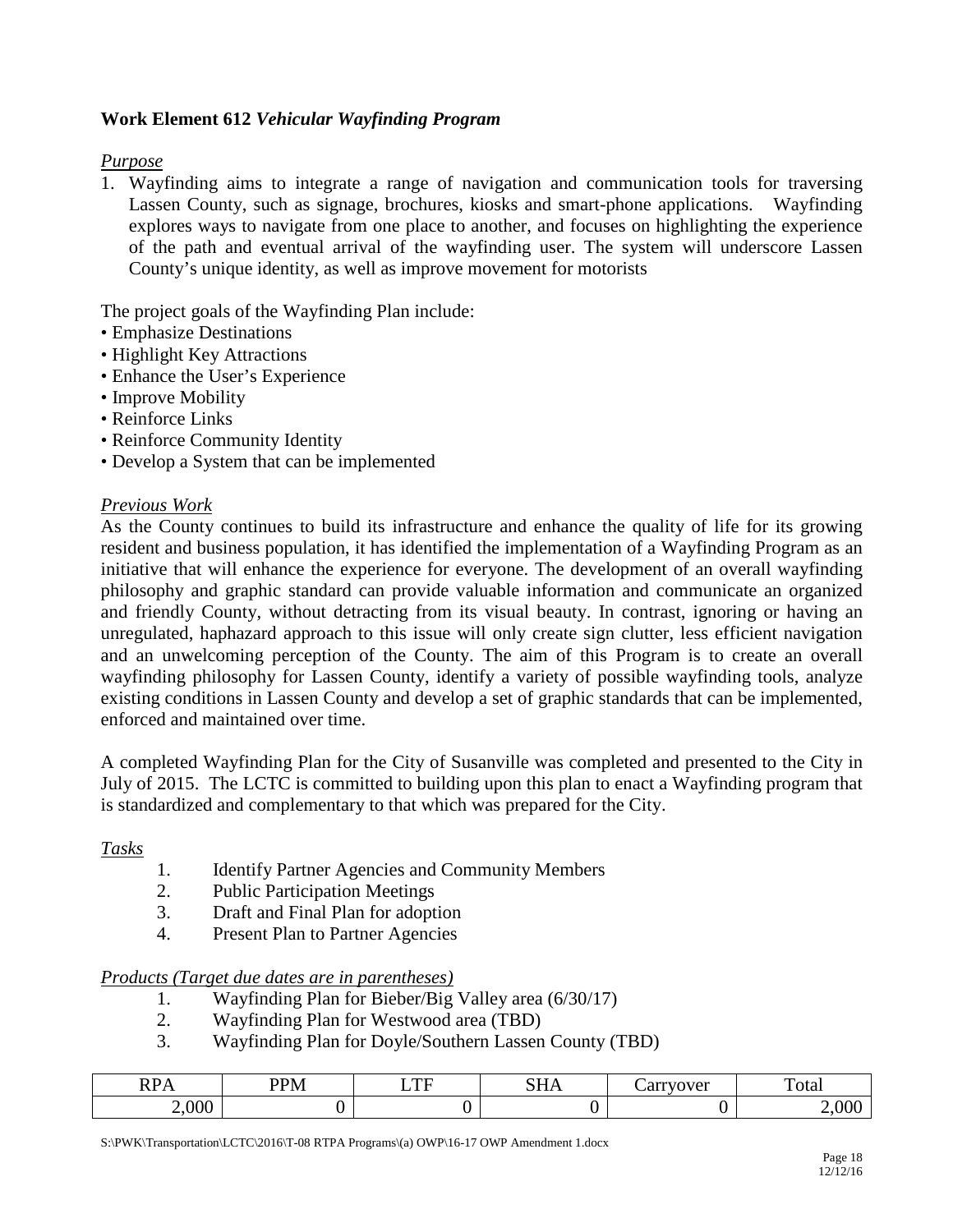## Work Element 612 *Vehicular Wayfinding Program*

*Purpose*

1. Wayfinding aims to integrate a range of navigation and communication tools for traversing Lassen County, such as signage, brochures, kiosks and smart-phone applications. Wayfinding explores ways to navigate from one place to another, and focuses on highlighting the experience of the path and eventual arrival of the wayfinding user. The system will underscore Lassen County's unique identity, as well as improve movement for motorists

The project goals of the Wayfinding Plan include:

- Emphasize Destinations
- Highlight Key Attractions
- Enhance the User's Experience
- Improve Mobility
- Reinforce Links
- Reinforce Community Identity
- Develop a System that can be implemented

*Previous Work*

As the County continues to build its infrastructure and enhance the quality of life for its growing resident and business population, it has identified the implementation of a Wayfinding Program as an initiative that will enhance the experience for everyone. The development of an overall wayfinding philosophy and graphic standard can provide valuable information and communicate an organized and friendly County, without detracting from its visual beauty. In contrast, ignoring or having an unregulated, haphazard approach to this issue will only create sign clutter, less efficient navigation and an unwelcoming perception of the County. The aim of this Program is to create an overall wayfinding philosophy for Lassen County, identify a variety of possible wayfinding tools, analyze existing conditions in Lassen County and develop a set of graphic standards that can be implemented, enforced and maintained over time.

A completed Wayfinding Plan for the City of Susanville was completed and presented to the City in July of 2015. The LCTC is committed to building upon this plan to enact a Wayfinding program that is standardized and complementary to that which was prepared for the City.

*Tasks*

1. Identify Partner Agencies and Community Members
2. Public Participation Meetings
3. Draft and Final Plan for adoption
4. Present Plan to Partner Agencies

*Products (Target due dates are in parentheses)*

1. Wayfinding Plan for Bieber/Big Valley area (6/30/17)
2. Wayfinding Plan for Westwood area (TBD)
3. Wayfinding Plan for Doyle/Southern Lassen County (TBD)

| RPA | PPM | LTF | SHA | Carryover | Total |
|---|---|---|---|---|---|
| 2,000 | 0 | 0 | 0 | 0 | 2,000 |

S:\PWK\Transportation\LCTC\2016\T-08 RTPA Programs\(a) OWP\16-17 OWP Amendment 1.docx

12/12/16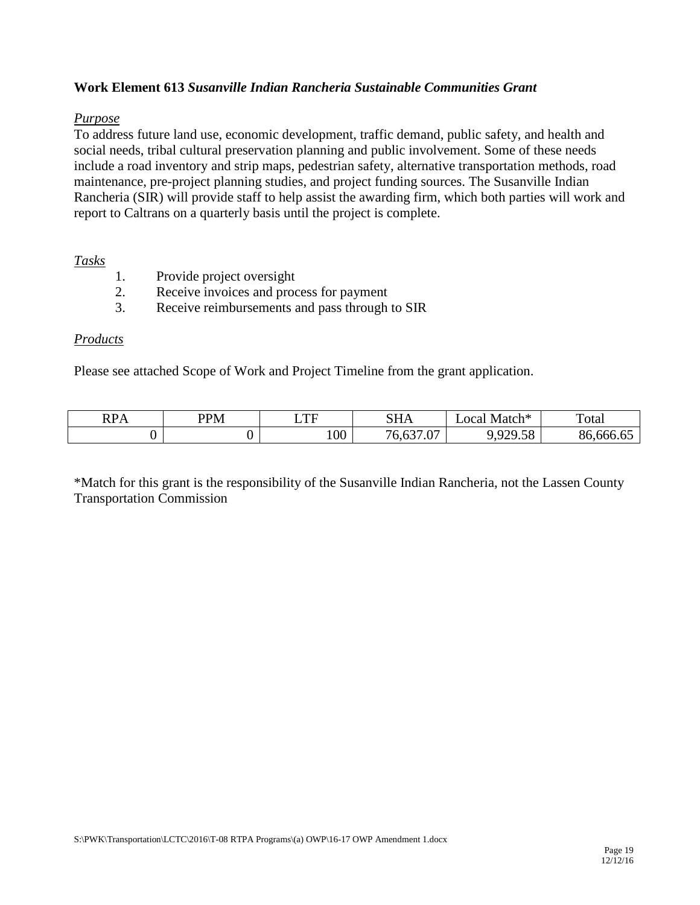**Work Element 613** ***Susanville Indian Rancheria Sustainable Communities Grant***

*Purpose*

To address future land use, economic development, traffic demand, public safety, and health and social needs, tribal cultural preservation planning and public involvement. Some of these needs include a road inventory and strip maps, pedestrian safety, alternative transportation methods, road maintenance, pre-project planning studies, and project funding sources. The Susanville Indian Rancheria (SIR) will provide staff to help assist the awarding firm, which both parties will work and report to Caltrans on a quarterly basis until the project is complete.

*Tasks*

1. Provide project oversight
2. Receive invoices and process for payment
3. Receive reimbursements and pass through to SIR

*Products*

Please see attached Scope of Work and Project Timeline from the grant application.

| RPA | PPM | LTF | SHA | Local Match* | Total |
|---|---|---|---|---|---|
| 0 | 0 | 100 | 76,637.07 | 9,929.58 | 86,666.65 |

*Match for this grant is the responsibility of the Susanville Indian Rancheria, not the Lassen County Transportation Commission

S:\PWK\Transportation\LCTC\2016\T-08 RTPA Programs\(a) OWP\16-17 OWP Amendment 1.docx

12/12/16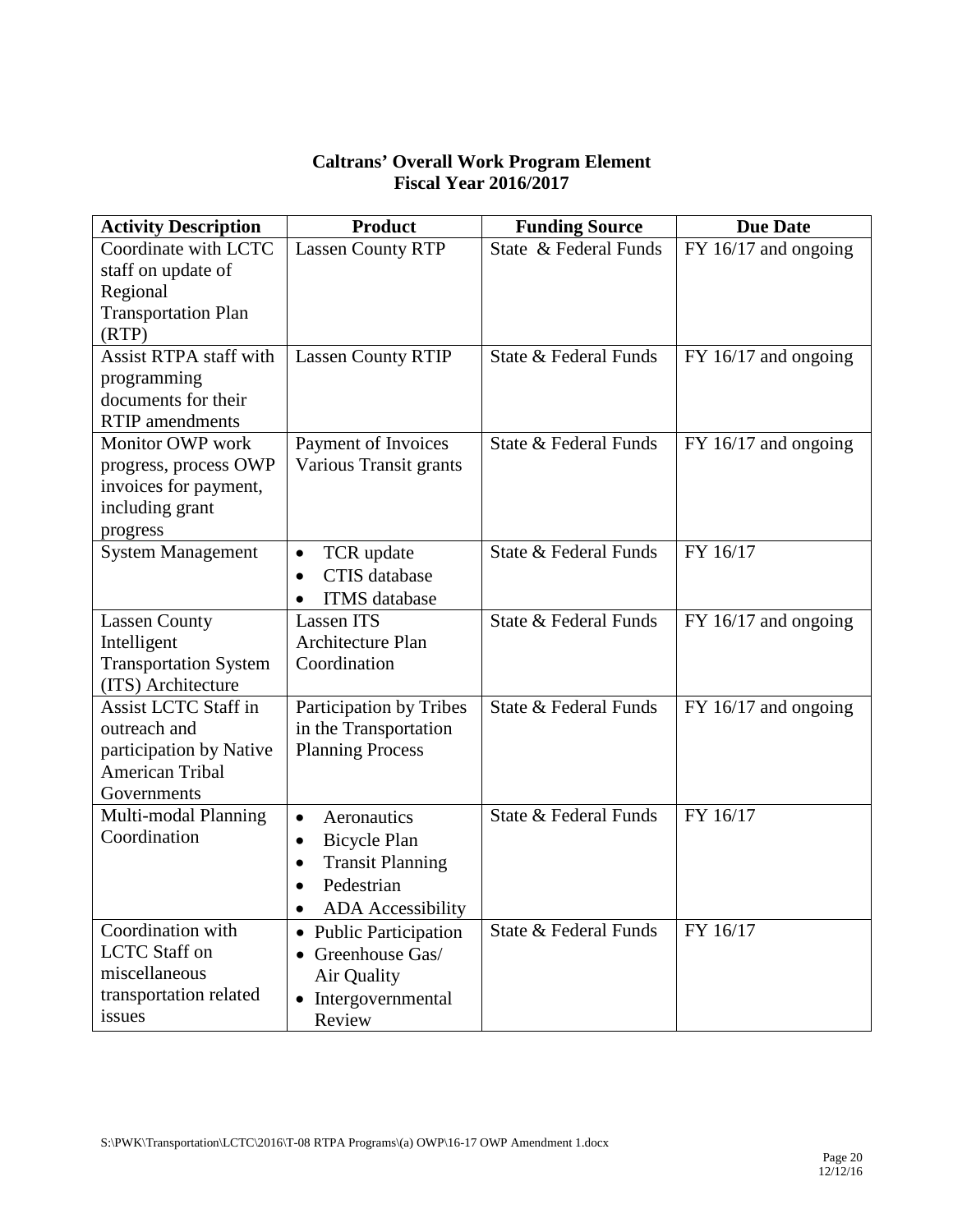**Caltrans' Overall Work Program Element**
**Fiscal Year 2016/2017**

| Activity Description | Product | Funding Source | Due Date |
|---|---|---|---|
| Coordinate with LCTC staff on update of Regional Transportation Plan (RTP) | Lassen County RTP | State & Federal Funds | FY 16/17 and ongoing |
| Assist RTPA staff with programming documents for their RTIP amendments | Lassen County RTIP | State & Federal Funds | FY 16/17 and ongoing |
| Monitor OWP work progress, process OWP invoices for payment, including grant progress | Payment of Invoices Various Transit grants | State & Federal Funds | FY 16/17 and ongoing |
| System Management | • TCR update<br>• CTIS database<br>• ITMS database | State & Federal Funds | FY 16/17 |
| Lassen County Intelligent Transportation System (ITS) Architecture | Lassen ITS Architecture Plan Coordination | State & Federal Funds | FY 16/17 and ongoing |
| Assist LCTC Staff in outreach and participation by Native American Tribal Governments | Participation by Tribes in the Transportation Planning Process | State & Federal Funds | FY 16/17 and ongoing |
| Multi-modal Planning Coordination | • Aeronautics<br>• Bicycle Plan<br>• Transit Planning<br>• Pedestrian<br>• ADA Accessibility | State & Federal Funds | FY 16/17 |
| Coordination with LCTC Staff on miscellaneous transportation related issues | • Public Participation<br>• Greenhouse Gas/ Air Quality<br>• Intergovernmental Review | State & Federal Funds | FY 16/17 |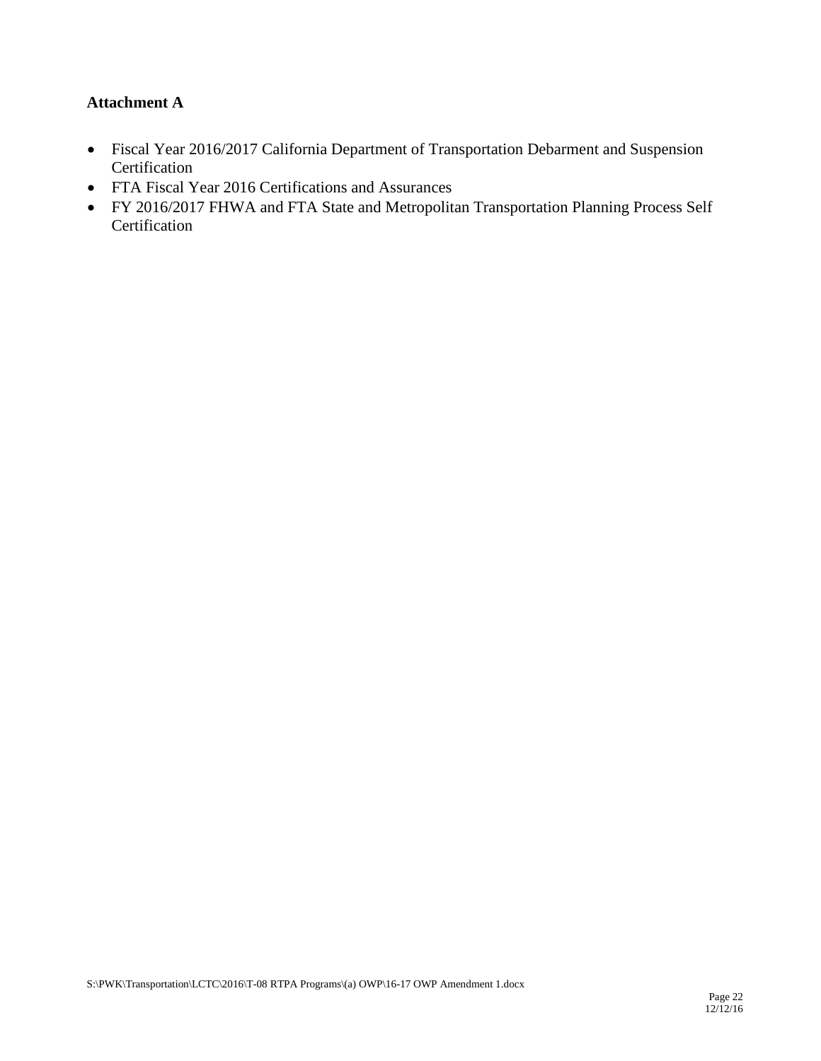**Attachment A**

- Fiscal Year 2016/2017 California Department of Transportation Debarment and Suspension Certification
- FTA Fiscal Year 2016 Certifications and Assurances
- FY 2016/2017 FHWA and FTA State and Metropolitan Transportation Planning Process Self Certification